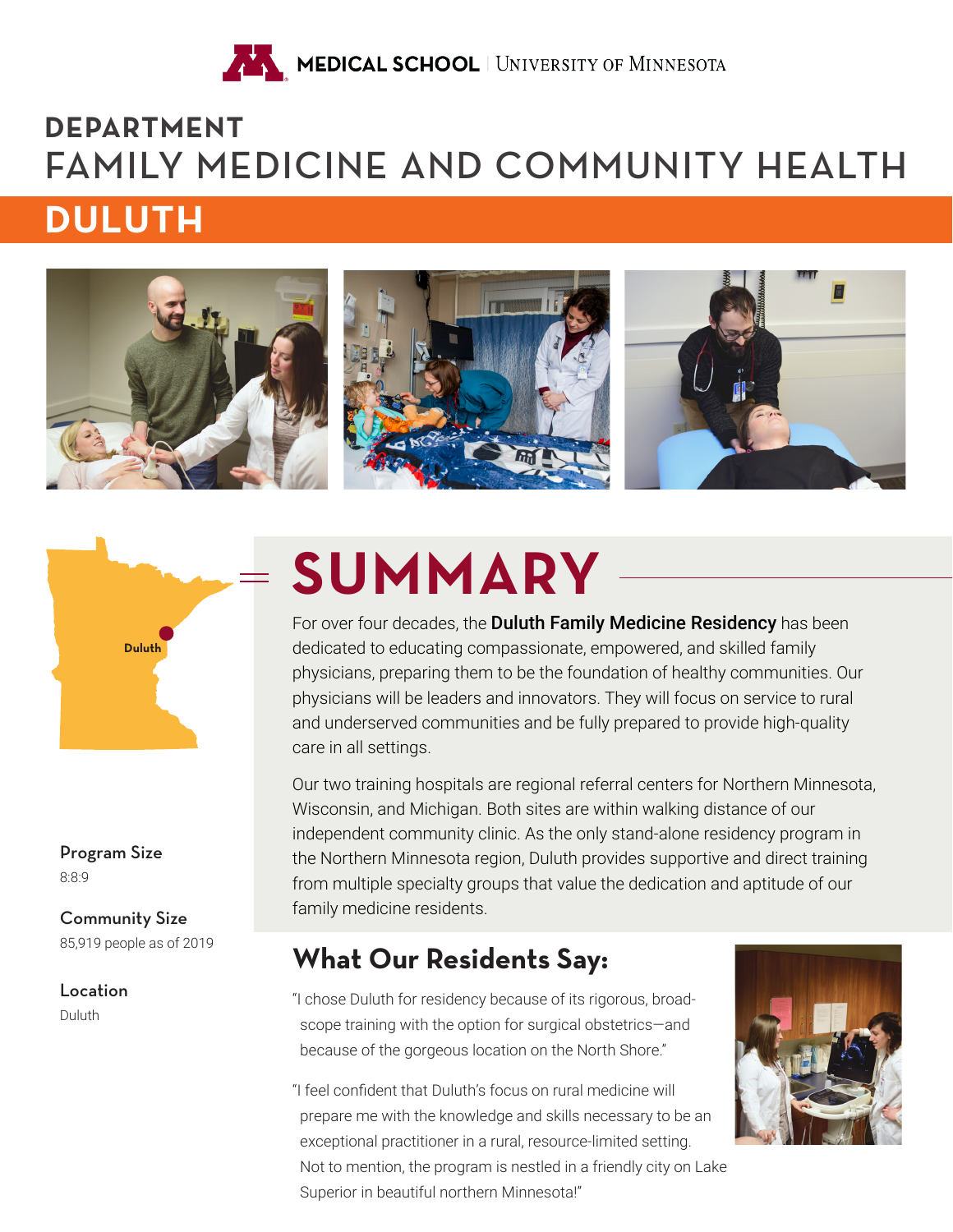MEDICAL SCHOOL | UNIVERSITY OF MINNESOTA

# DEPARTMENT
# FAMILY MEDICINE AND COMMUNITY HEALTH

## DULUTH

Duluth

**Program Size**
8:8:9

**Community Size**
85,919 people as of 2019

**Location**
Duluth

## SUMMARY

For over four decades, the **Duluth Family Medicine Residency** has been dedicated to educating compassionate, empowered, and skilled family physicians, preparing them to be the foundation of healthy communities. Our physicians will be leaders and innovators. They will focus on service to rural and underserved communities and be fully prepared to provide high-quality care in all settings.

Our two training hospitals are regional referral centers for Northern Minnesota, Wisconsin, and Michigan. Both sites are within walking distance of our independent community clinic. As the only stand-alone residency program in the Northern Minnesota region, Duluth provides supportive and direct training from multiple specialty groups that value the dedication and aptitude of our family medicine residents.

### What Our Residents Say:

"I chose Duluth for residency because of its rigorous, broad-scope training with the option for surgical obstetrics—and because of the gorgeous location on the North Shore."

"I feel confident that Duluth's focus on rural medicine will prepare me with the knowledge and skills necessary to be an exceptional practitioner in a rural, resource-limited setting. Not to mention, the program is nestled in a friendly city on Lake Superior in beautiful northern Minnesota!"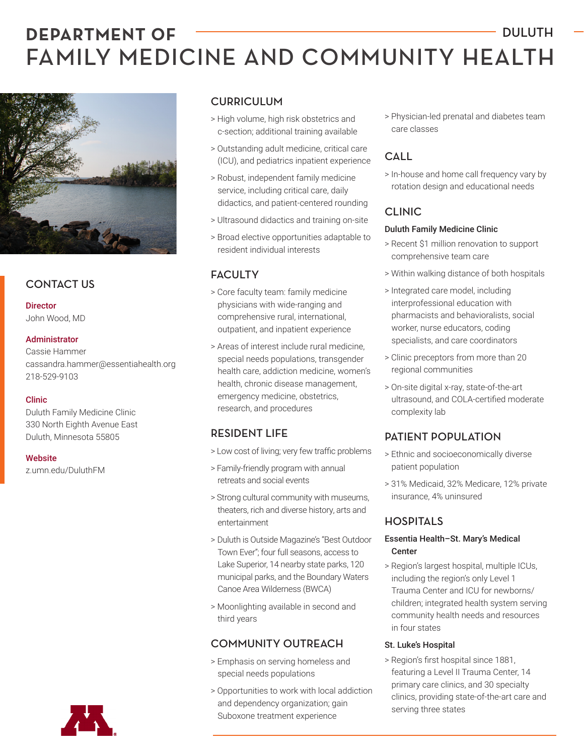# DEPARTMENT OF FAMILY MEDICINE AND COMMUNITY HEALTH

DULUTH

## CONTACT US

**Director**
John Wood, MD

**Administrator**
Cassie Hammer
cassandra.hammer@essentiahealth.org
218-529-9103

**Clinic**
Duluth Family Medicine Clinic
330 North Eighth Avenue East
Duluth, Minnesota 55805

**Website**
z.umn.edu/DuluthFM

## CURRICULUM

> High volume, high risk obstetrics and c-section; additional training available

> Outstanding adult medicine, critical care (ICU), and pediatrics inpatient experience

> Robust, independent family medicine service, including critical care, daily didactics, and patient-centered rounding

> Ultrasound didactics and training on-site

> Broad elective opportunities adaptable to resident individual interests

> Physician-led prenatal and diabetes team care classes

## FACULTY

> Core faculty team: family medicine physicians with wide-ranging and comprehensive rural, international, outpatient, and inpatient experience

> Areas of interest include rural medicine, special needs populations, transgender health care, addiction medicine, women's health, chronic disease management, emergency medicine, obstetrics, research, and procedures

## RESIDENT LIFE

> Low cost of living; very few traffic problems

> Family-friendly program with annual retreats and social events

> Strong cultural community with museums, theaters, rich and diverse history, arts and entertainment

> Duluth is Outside Magazine's "Best Outdoor Town Ever"; four full seasons, access to Lake Superior, 14 nearby state parks, 120 municipal parks, and the Boundary Waters Canoe Area Wilderness (BWCA)

> Moonlighting available in second and third years

## COMMUNITY OUTREACH

> Emphasis on serving homeless and special needs populations

> Opportunities to work with local addiction and dependency organization; gain Suboxone treatment experience

## CALL

> In-house and home call frequency vary by rotation design and educational needs

## CLINIC

**Duluth Family Medicine Clinic**

> Recent $1 million renovation to support comprehensive team care

> Within walking distance of both hospitals

> Integrated care model, including interprofessional education with pharmacists and behavioralists, social worker, nurse educators, coding specialists, and care coordinators

> Clinic preceptors from more than 20 regional communities

> On-site digital x-ray, state-of-the-art ultrasound, and COLA-certified moderate complexity lab

## PATIENT POPULATION

> Ethnic and socioeconomically diverse patient population

> 31% Medicaid, 32% Medicare, 12% private insurance, 4% uninsured

## HOSPITALS

**Essentia Health–St. Mary's Medical Center**

> Region's largest hospital, multiple ICUs, including the region's only Level 1 Trauma Center and ICU for newborns/children; integrated health system serving community health needs and resources in four states

**St. Luke's Hospital**

> Region's first hospital since 1881, featuring a Level II Trauma Center, 14 primary care clinics, and 30 specialty clinics, providing state-of-the-art care and serving three states